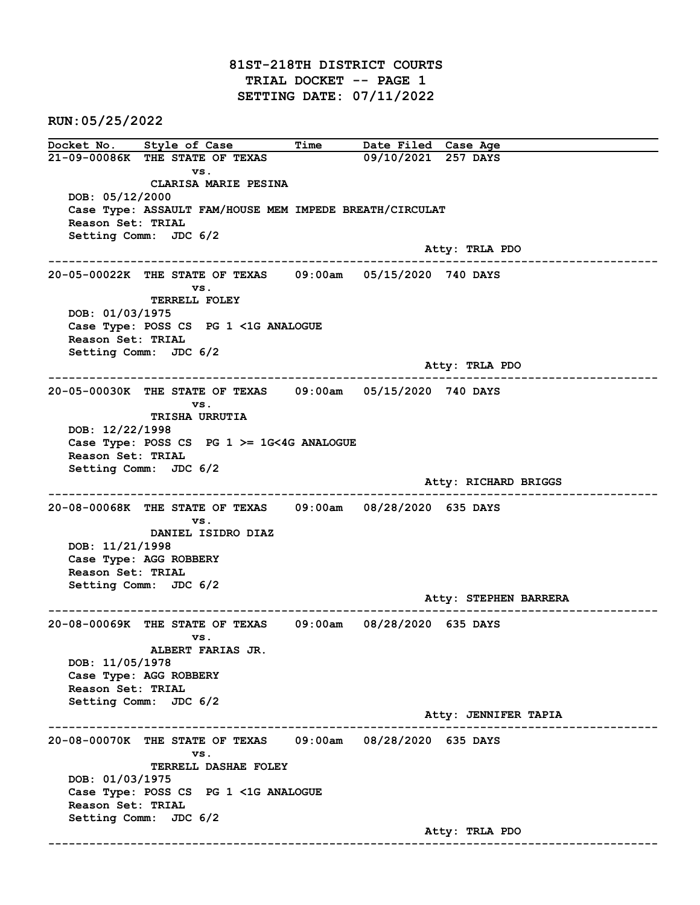# 81ST-218TH DISTRICT COURTS
## TRIAL DOCKET -- PAGE 1
## SETTING DATE: 07/11/2022

**RUN:05/25/2022**

| Docket No. | Style of Case | Time | Date Filed | Case Age |
|---|---|---|---|---|
| 21-09-00086K | THE STATE OF TEXAS vs. CLARISA MARIE PESINA | | 09/10/2021 | 257 DAYS |

DOB: 05/12/2000
Case Type: ASSAULT FAM/HOUSE MEM IMPEDE BREATH/CIRCULAT
Reason Set: TRIAL
Setting Comm: JDC 6/2
Atty: TRLA PDO

---

| Docket No. | Style of Case | Time | Date Filed | Case Age |
|---|---|---|---|---|
| 20-05-00022K | THE STATE OF TEXAS vs. TERRELL FOLEY | 09:00am | 05/15/2020 | 740 DAYS |

DOB: 01/03/1975
Case Type: POSS CS PG 1 <1G ANALOGUE
Reason Set: TRIAL
Setting Comm: JDC 6/2
Atty: TRLA PDO

---

| Docket No. | Style of Case | Time | Date Filed | Case Age |
|---|---|---|---|---|
| 20-05-00030K | THE STATE OF TEXAS vs. TRISHA URRUTIA | 09:00am | 05/15/2020 | 740 DAYS |

DOB: 12/22/1998
Case Type: POSS CS PG 1 >= 1G<4G ANALOGUE
Reason Set: TRIAL
Setting Comm: JDC 6/2
Atty: RICHARD BRIGGS

---

| Docket No. | Style of Case | Time | Date Filed | Case Age |
|---|---|---|---|---|
| 20-08-00068K | THE STATE OF TEXAS vs. DANIEL ISIDRO DIAZ | 09:00am | 08/28/2020 | 635 DAYS |

DOB: 11/21/1998
Case Type: AGG ROBBERY
Reason Set: TRIAL
Setting Comm: JDC 6/2
Atty: STEPHEN BARRERA

---

| Docket No. | Style of Case | Time | Date Filed | Case Age |
|---|---|---|---|---|
| 20-08-00069K | THE STATE OF TEXAS vs. ALBERT FARIAS JR. | 09:00am | 08/28/2020 | 635 DAYS |

DOB: 11/05/1978
Case Type: AGG ROBBERY
Reason Set: TRIAL
Setting Comm: JDC 6/2
Atty: JENNIFER TAPIA

---

| Docket No. | Style of Case | Time | Date Filed | Case Age |
|---|---|---|---|---|
| 20-08-00070K | THE STATE OF TEXAS vs. TERRELL DASHAE FOLEY | 09:00am | 08/28/2020 | 635 DAYS |

DOB: 01/03/1975
Case Type: POSS CS PG 1 <1G ANALOGUE
Reason Set: TRIAL
Setting Comm: JDC 6/2
Atty: TRLA PDO

---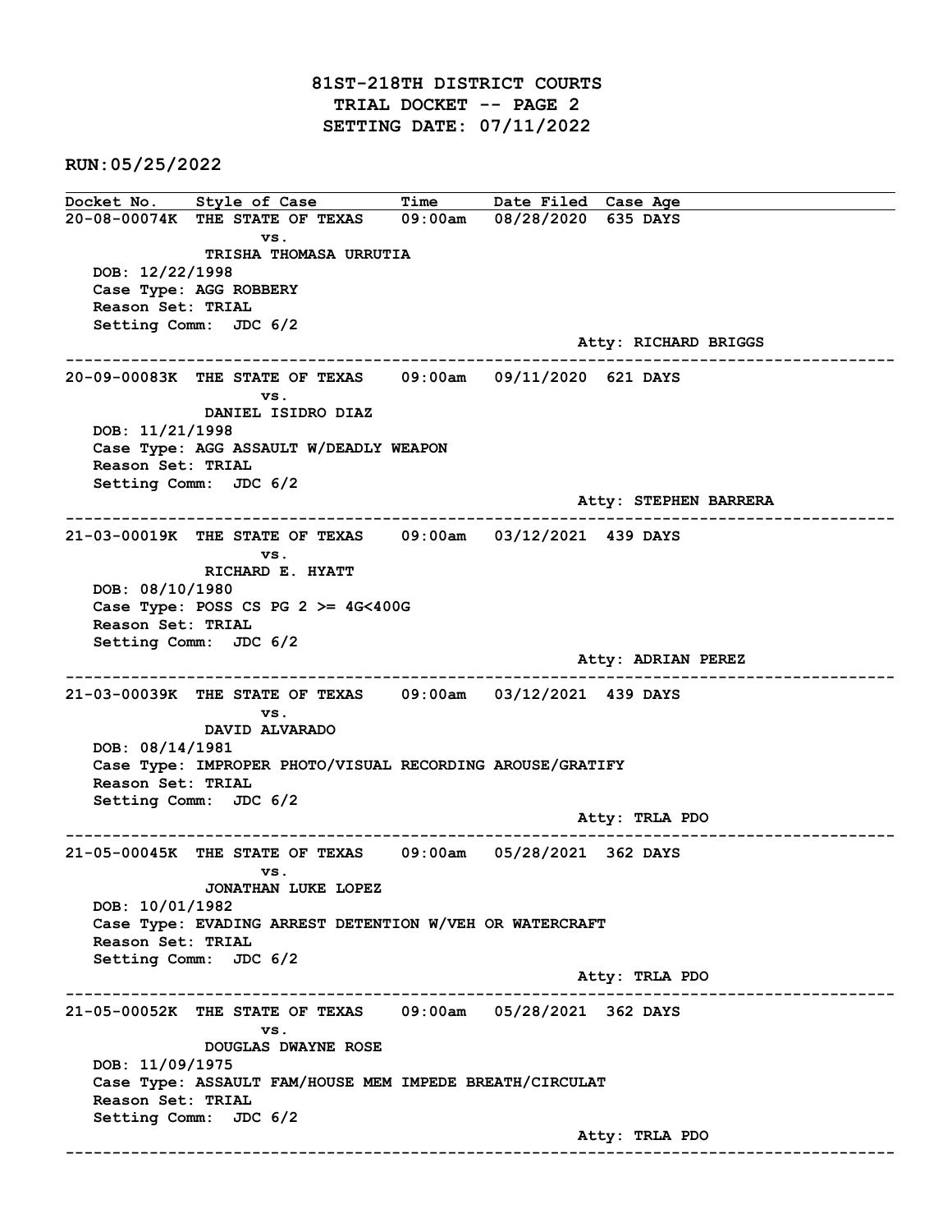# 81ST-218TH DISTRICT COURTS
## TRIAL DOCKET -- PAGE 2
## SETTING DATE: 07/11/2022

**RUN:05/25/2022**

| Docket No. | Style of Case | Time | Date Filed | Case Age |
|---|---|---|---|---|

---

**20-08-00074K** THE STATE OF TEXAS vs. TRISHA THOMASA URRUTIA — 09:00am — 08/28/2020 — 635 DAYS

DOB: 12/22/1998
Case Type: AGG ROBBERY
Reason Set: TRIAL
Setting Comm: JDC 6/2
Atty: RICHARD BRIGGS

---

**20-09-00083K** THE STATE OF TEXAS vs. DANIEL ISIDRO DIAZ — 09:00am — 09/11/2020 — 621 DAYS

DOB: 11/21/1998
Case Type: AGG ASSAULT W/DEADLY WEAPON
Reason Set: TRIAL
Setting Comm: JDC 6/2
Atty: STEPHEN BARRERA

---

**21-03-00019K** THE STATE OF TEXAS vs. RICHARD E. HYATT — 09:00am — 03/12/2021 — 439 DAYS

DOB: 08/10/1980
Case Type: POSS CS PG 2 >= 4G<400G
Reason Set: TRIAL
Setting Comm: JDC 6/2
Atty: ADRIAN PEREZ

---

**21-03-00039K** THE STATE OF TEXAS vs. DAVID ALVARADO — 09:00am — 03/12/2021 — 439 DAYS

DOB: 08/14/1981
Case Type: IMPROPER PHOTO/VISUAL RECORDING AROUSE/GRATIFY
Reason Set: TRIAL
Setting Comm: JDC 6/2
Atty: TRLA PDO

---

**21-05-00045K** THE STATE OF TEXAS vs. JONATHAN LUKE LOPEZ — 09:00am — 05/28/2021 — 362 DAYS

DOB: 10/01/1982
Case Type: EVADING ARREST DETENTION W/VEH OR WATERCRAFT
Reason Set: TRIAL
Setting Comm: JDC 6/2
Atty: TRLA PDO

---

**21-05-00052K** THE STATE OF TEXAS vs. DOUGLAS DWAYNE ROSE — 09:00am — 05/28/2021 — 362 DAYS

DOB: 11/09/1975
Case Type: ASSAULT FAM/HOUSE MEM IMPEDE BREATH/CIRCULAT
Reason Set: TRIAL
Setting Comm: JDC 6/2
Atty: TRLA PDO

---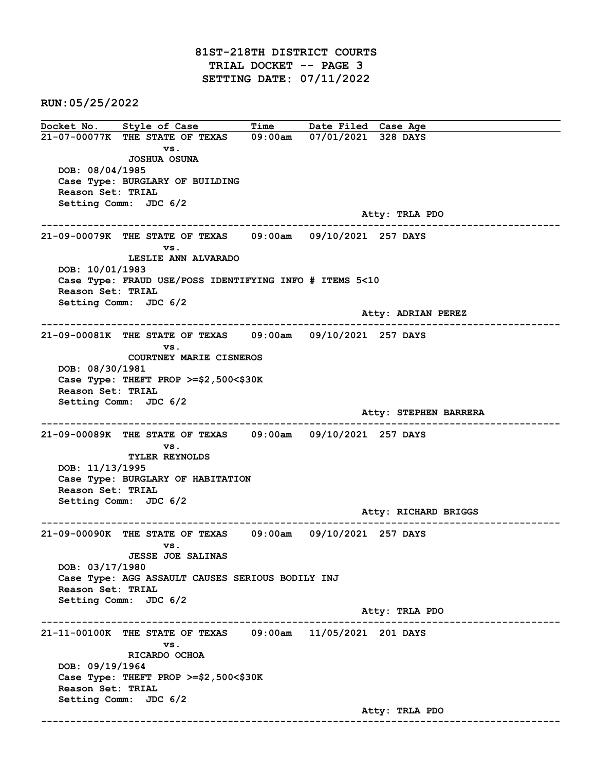# 81ST-218TH DISTRICT COURTS
## TRIAL DOCKET -- PAGE 3
## SETTING DATE: 07/11/2022

**RUN:05/25/2022**

| Docket No. | Style of Case | Time | Date Filed | Case Age |
|---|---|---|---|---|

---

**21-07-00077K** THE STATE OF TEXAS vs. JOSHUA OSUNA — 09:00am — 07/01/2021 — 328 DAYS

DOB: 08/04/1985
Case Type: BURGLARY OF BUILDING
Reason Set: TRIAL
Setting Comm: JDC 6/2
Atty: TRLA PDO

---

**21-09-00079K** THE STATE OF TEXAS vs. LESLIE ANN ALVARADO — 09:00am — 09/10/2021 — 257 DAYS

DOB: 10/01/1983
Case Type: FRAUD USE/POSS IDENTIFYING INFO # ITEMS 5<10
Reason Set: TRIAL
Setting Comm: JDC 6/2
Atty: ADRIAN PEREZ

---

**21-09-00081K** THE STATE OF TEXAS vs. COURTNEY MARIE CISNEROS — 09:00am — 09/10/2021 — 257 DAYS

DOB: 08/30/1981
Case Type: THEFT PROP >=$2,500<$30K
Reason Set: TRIAL
Setting Comm: JDC 6/2
Atty: STEPHEN BARRERA

---

**21-09-00089K** THE STATE OF TEXAS vs. TYLER REYNOLDS — 09:00am — 09/10/2021 — 257 DAYS

DOB: 11/13/1995
Case Type: BURGLARY OF HABITATION
Reason Set: TRIAL
Setting Comm: JDC 6/2
Atty: RICHARD BRIGGS

---

**21-09-00090K** THE STATE OF TEXAS vs. JESSE JOE SALINAS — 09:00am — 09/10/2021 — 257 DAYS

DOB: 03/17/1980
Case Type: AGG ASSAULT CAUSES SERIOUS BODILY INJ
Reason Set: TRIAL
Setting Comm: JDC 6/2
Atty: TRLA PDO

---

**21-11-00100K** THE STATE OF TEXAS vs. RICARDO OCHOA — 09:00am — 11/05/2021 — 201 DAYS

DOB: 09/19/1964
Case Type: THEFT PROP >=$2,500<$30K
Reason Set: TRIAL
Setting Comm: JDC 6/2
Atty: TRLA PDO

---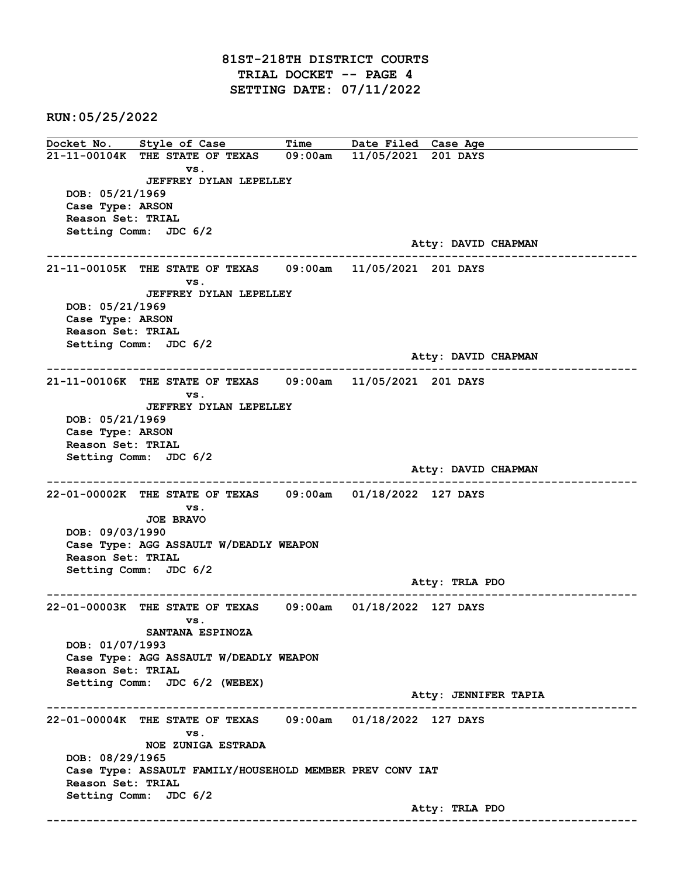# 81ST-218TH DISTRICT COURTS
## TRIAL DOCKET -- PAGE 4
## SETTING DATE: 07/11/2022

**RUN:05/25/2022**

| Docket No. | Style of Case | Time | Date Filed | Case Age |
|---|---|---|---|---|

**21-11-00104K** THE STATE OF TEXAS vs. JEFFREY DYLAN LEPELLEY — 09:00am — 11/05/2021 — 201 DAYS

DOB: 05/21/1969
Case Type: ARSON
Reason Set: TRIAL
Setting Comm: JDC 6/2
Atty: DAVID CHAPMAN

---

**21-11-00105K** THE STATE OF TEXAS vs. JEFFREY DYLAN LEPELLEY — 09:00am — 11/05/2021 — 201 DAYS

DOB: 05/21/1969
Case Type: ARSON
Reason Set: TRIAL
Setting Comm: JDC 6/2
Atty: DAVID CHAPMAN

---

**21-11-00106K** THE STATE OF TEXAS vs. JEFFREY DYLAN LEPELLEY — 09:00am — 11/05/2021 — 201 DAYS

DOB: 05/21/1969
Case Type: ARSON
Reason Set: TRIAL
Setting Comm: JDC 6/2
Atty: DAVID CHAPMAN

---

**22-01-00002K** THE STATE OF TEXAS vs. JOE BRAVO — 09:00am — 01/18/2022 — 127 DAYS

DOB: 09/03/1990
Case Type: AGG ASSAULT W/DEADLY WEAPON
Reason Set: TRIAL
Setting Comm: JDC 6/2
Atty: TRLA PDO

---

**22-01-00003K** THE STATE OF TEXAS vs. SANTANA ESPINOZA — 09:00am — 01/18/2022 — 127 DAYS

DOB: 01/07/1993
Case Type: AGG ASSAULT W/DEADLY WEAPON
Reason Set: TRIAL
Setting Comm: JDC 6/2 (WEBEX)
Atty: JENNIFER TAPIA

---

**22-01-00004K** THE STATE OF TEXAS vs. NOE ZUNIGA ESTRADA — 09:00am — 01/18/2022 — 127 DAYS

DOB: 08/29/1965
Case Type: ASSAULT FAMILY/HOUSEHOLD MEMBER PREV CONV IAT
Reason Set: TRIAL
Setting Comm: JDC 6/2
Atty: TRLA PDO

---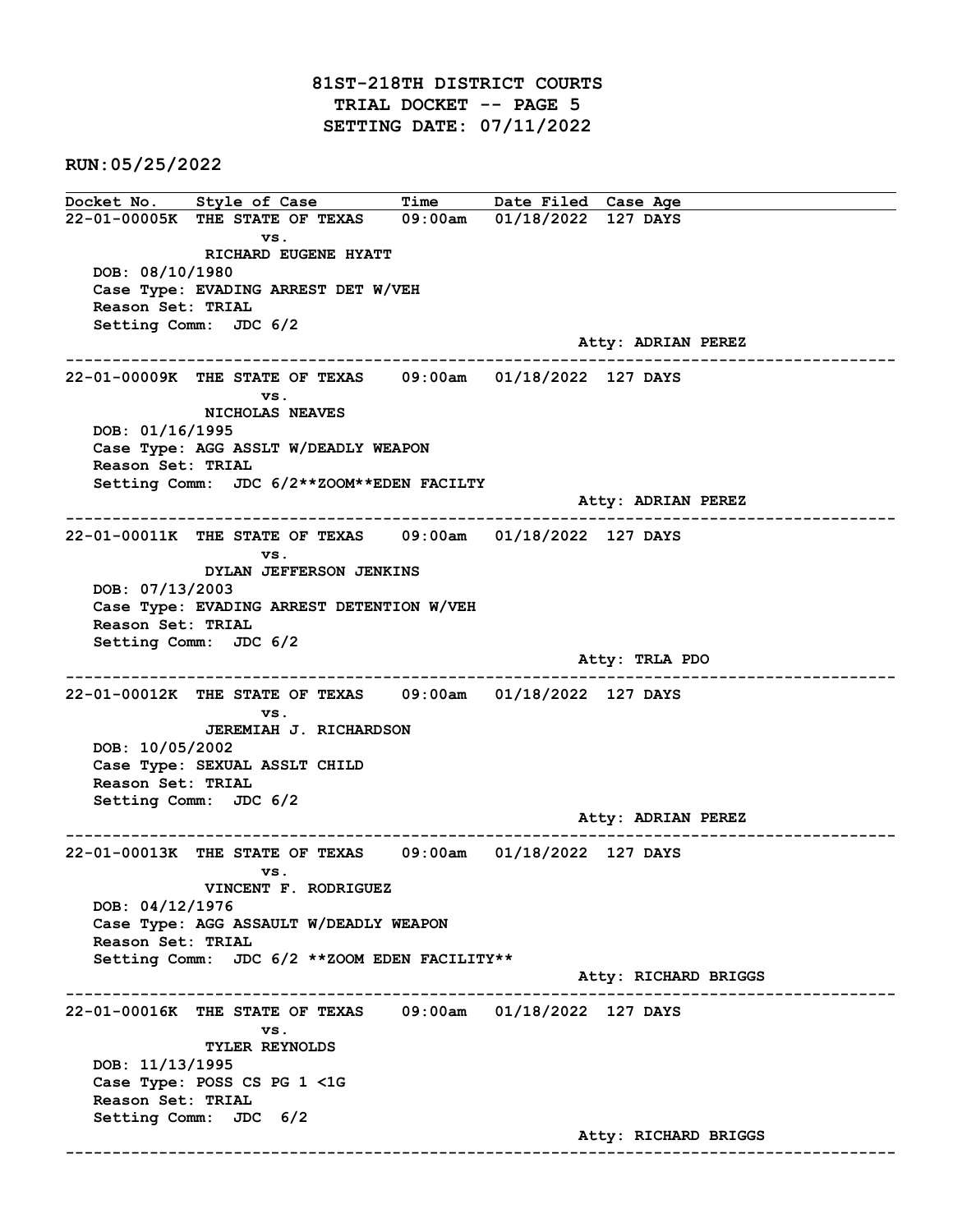# 81ST-218TH DISTRICT COURTS
## TRIAL DOCKET -- PAGE 5
## SETTING DATE: 07/11/2022

**RUN:05/25/2022**

| Docket No. | Style of Case | Time | Date Filed | Case Age |
|---|---|---|---|---|

**22-01-00005K** THE STATE OF TEXAS vs. RICHARD EUGENE HYATT — 09:00am — 01/18/2022 — 127 DAYS

- DOB: 08/10/1980
- Case Type: EVADING ARREST DET W/VEH
- Reason Set: TRIAL
- Setting Comm: JDC 6/2
- Atty: ADRIAN PEREZ

---

**22-01-00009K** THE STATE OF TEXAS vs. NICHOLAS NEAVES — 09:00am — 01/18/2022 — 127 DAYS

- DOB: 01/16/1995
- Case Type: AGG ASSLT W/DEADLY WEAPON
- Reason Set: TRIAL
- Setting Comm: JDC 6/2**ZOOM**EDEN FACILTY
- Atty: ADRIAN PEREZ

---

**22-01-00011K** THE STATE OF TEXAS vs. DYLAN JEFFERSON JENKINS — 09:00am — 01/18/2022 — 127 DAYS

- DOB: 07/13/2003
- Case Type: EVADING ARREST DETENTION W/VEH
- Reason Set: TRIAL
- Setting Comm: JDC 6/2
- Atty: TRLA PDO

---

**22-01-00012K** THE STATE OF TEXAS vs. JEREMIAH J. RICHARDSON — 09:00am — 01/18/2022 — 127 DAYS

- DOB: 10/05/2002
- Case Type: SEXUAL ASSLT CHILD
- Reason Set: TRIAL
- Setting Comm: JDC 6/2
- Atty: ADRIAN PEREZ

---

**22-01-00013K** THE STATE OF TEXAS vs. VINCENT F. RODRIGUEZ — 09:00am — 01/18/2022 — 127 DAYS

- DOB: 04/12/1976
- Case Type: AGG ASSAULT W/DEADLY WEAPON
- Reason Set: TRIAL
- Setting Comm: JDC 6/2 **ZOOM EDEN FACILITY**
- Atty: RICHARD BRIGGS

---

**22-01-00016K** THE STATE OF TEXAS vs. TYLER REYNOLDS — 09:00am — 01/18/2022 — 127 DAYS

- DOB: 11/13/1995
- Case Type: POSS CS PG 1 <1G
- Reason Set: TRIAL
- Setting Comm: JDC 6/2
- Atty: RICHARD BRIGGS

---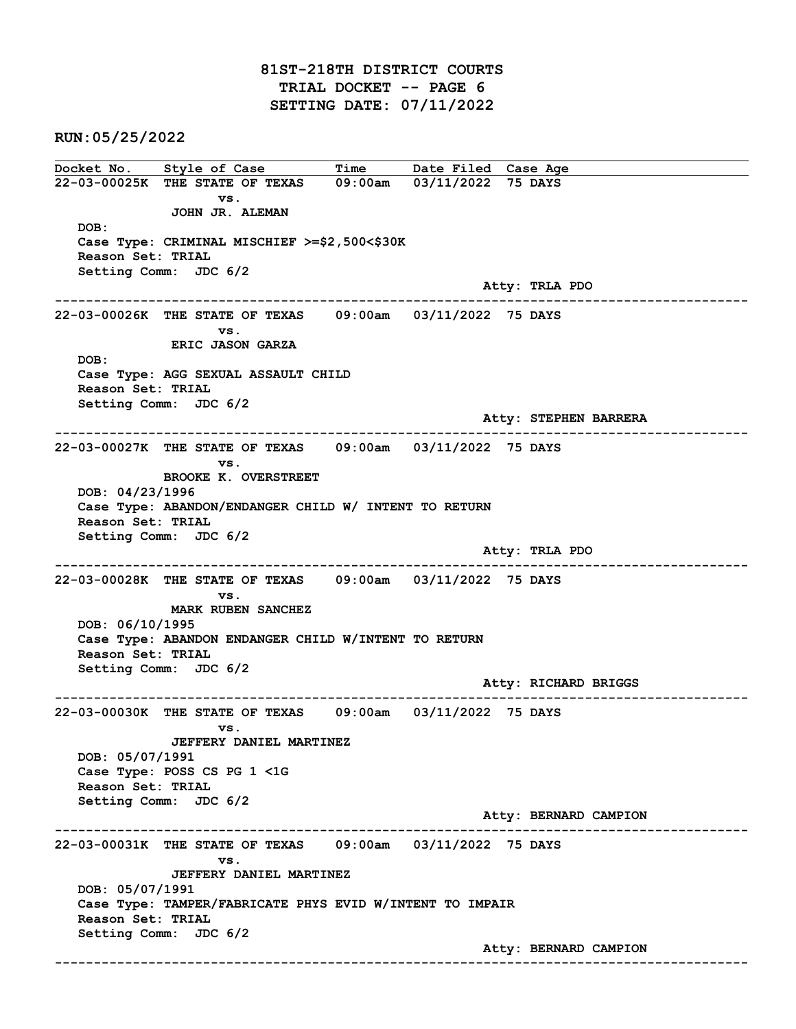# 81ST-218TH DISTRICT COURTS
## TRIAL DOCKET -- PAGE 6
## SETTING DATE: 07/11/2022

**RUN:05/25/2022**

| Docket No. | Style of Case | Time | Date Filed | Case Age |
|---|---|---|---|---|

**22-03-00025K** THE STATE OF TEXAS vs. JOHN JR. ALEMAN — 09:00am — 03/11/2022 — 75 DAYS

DOB:
Case Type: CRIMINAL MISCHIEF >=$2,500<$30K
Reason Set: TRIAL
Setting Comm: JDC 6/2
Atty: TRLA PDO

---

**22-03-00026K** THE STATE OF TEXAS vs. ERIC JASON GARZA — 09:00am — 03/11/2022 — 75 DAYS

DOB:
Case Type: AGG SEXUAL ASSAULT CHILD
Reason Set: TRIAL
Setting Comm: JDC 6/2
Atty: STEPHEN BARRERA

---

**22-03-00027K** THE STATE OF TEXAS vs. BROOKE K. OVERSTREET — 09:00am — 03/11/2022 — 75 DAYS

DOB: 04/23/1996
Case Type: ABANDON/ENDANGER CHILD W/ INTENT TO RETURN
Reason Set: TRIAL
Setting Comm: JDC 6/2
Atty: TRLA PDO

---

**22-03-00028K** THE STATE OF TEXAS vs. MARK RUBEN SANCHEZ — 09:00am — 03/11/2022 — 75 DAYS

DOB: 06/10/1995
Case Type: ABANDON ENDANGER CHILD W/INTENT TO RETURN
Reason Set: TRIAL
Setting Comm: JDC 6/2
Atty: RICHARD BRIGGS

---

**22-03-00030K** THE STATE OF TEXAS vs. JEFFERY DANIEL MARTINEZ — 09:00am — 03/11/2022 — 75 DAYS

DOB: 05/07/1991
Case Type: POSS CS PG 1 <1G
Reason Set: TRIAL
Setting Comm: JDC 6/2
Atty: BERNARD CAMPION

---

**22-03-00031K** THE STATE OF TEXAS vs. JEFFERY DANIEL MARTINEZ — 09:00am — 03/11/2022 — 75 DAYS

DOB: 05/07/1991
Case Type: TAMPER/FABRICATE PHYS EVID W/INTENT TO IMPAIR
Reason Set: TRIAL
Setting Comm: JDC 6/2
Atty: BERNARD CAMPION

---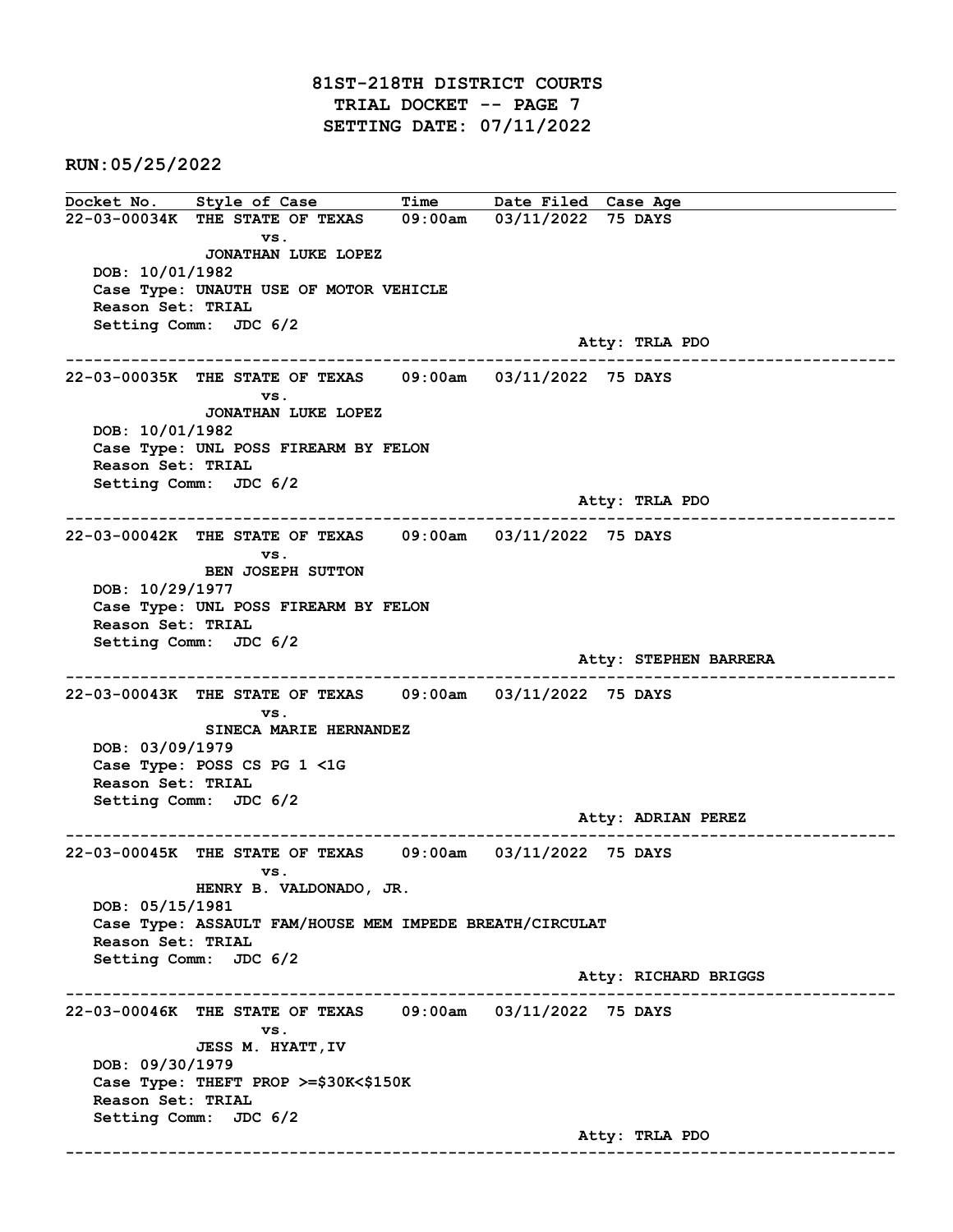# 81ST-218TH DISTRICT COURTS
## TRIAL DOCKET -- PAGE 7
## SETTING DATE: 07/11/2022

**RUN:05/25/2022**

| Docket No. | Style of Case | Time | Date Filed | Case Age |
|---|---|---|---|---|

---

**22-03-00034K** THE STATE OF TEXAS vs. JONATHAN LUKE LOPEZ — 09:00am — 03/11/2022 — 75 DAYS

DOB: 10/01/1982
Case Type: UNAUTH USE OF MOTOR VEHICLE
Reason Set: TRIAL
Setting Comm: JDC 6/2
Atty: TRLA PDO

---

**22-03-00035K** THE STATE OF TEXAS vs. JONATHAN LUKE LOPEZ — 09:00am — 03/11/2022 — 75 DAYS

DOB: 10/01/1982
Case Type: UNL POSS FIREARM BY FELON
Reason Set: TRIAL
Setting Comm: JDC 6/2
Atty: TRLA PDO

---

**22-03-00042K** THE STATE OF TEXAS vs. BEN JOSEPH SUTTON — 09:00am — 03/11/2022 — 75 DAYS

DOB: 10/29/1977
Case Type: UNL POSS FIREARM BY FELON
Reason Set: TRIAL
Setting Comm: JDC 6/2
Atty: STEPHEN BARRERA

---

**22-03-00043K** THE STATE OF TEXAS vs. SINECA MARIE HERNANDEZ — 09:00am — 03/11/2022 — 75 DAYS

DOB: 03/09/1979
Case Type: POSS CS PG 1 <1G
Reason Set: TRIAL
Setting Comm: JDC 6/2
Atty: ADRIAN PEREZ

---

**22-03-00045K** THE STATE OF TEXAS vs. HENRY B. VALDONADO, JR. — 09:00am — 03/11/2022 — 75 DAYS

DOB: 05/15/1981
Case Type: ASSAULT FAM/HOUSE MEM IMPEDE BREATH/CIRCULAT
Reason Set: TRIAL
Setting Comm: JDC 6/2
Atty: RICHARD BRIGGS

---

**22-03-00046K** THE STATE OF TEXAS vs. JESS M. HYATT,IV — 09:00am — 03/11/2022 — 75 DAYS

DOB: 09/30/1979
Case Type: THEFT PROP >=$30K<$150K
Reason Set: TRIAL
Setting Comm: JDC 6/2
Atty: TRLA PDO

---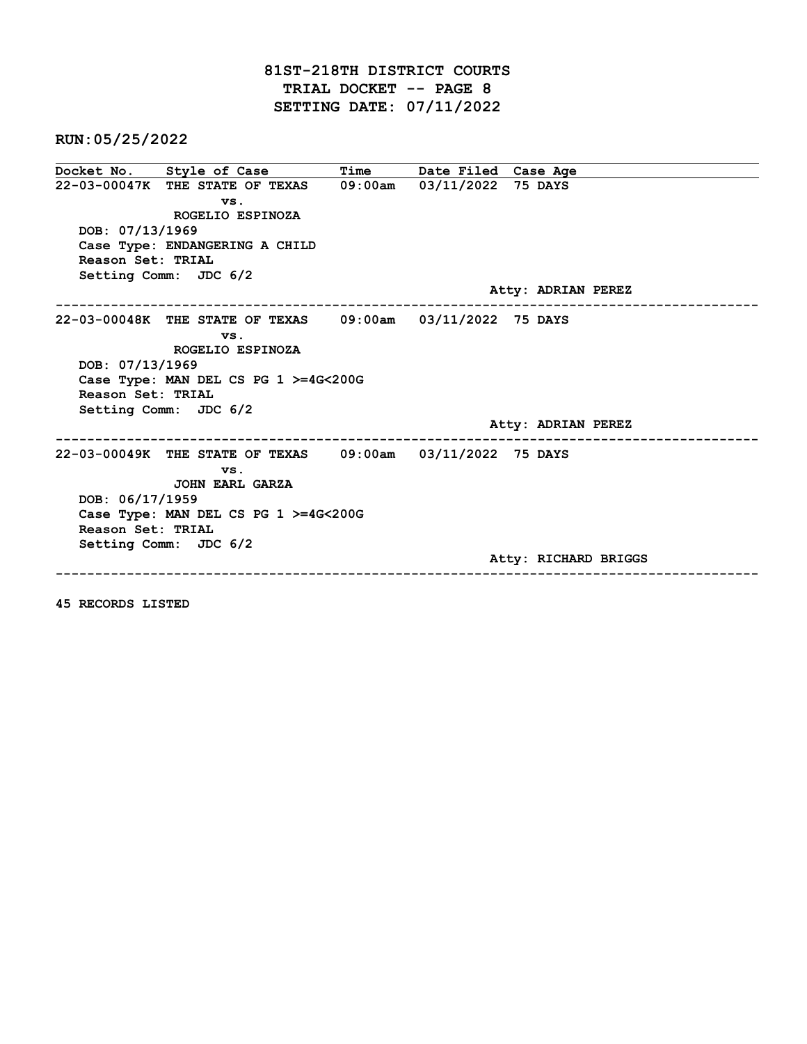# 81ST-218TH DISTRICT COURTS
## TRIAL DOCKET -- PAGE 8
## SETTING DATE: 07/11/2022

**RUN:05/25/2022**

| Docket No. | Style of Case | Time | Date Filed | Case Age |
|---|---|---|---|---|
| 22-03-00047K | THE STATE OF TEXAS vs. ROGELIO ESPINOZA | 09:00am | 03/11/2022 | 75 DAYS |

DOB: 07/13/1969
Case Type: ENDANGERING A CHILD
Reason Set: TRIAL
Setting Comm: JDC 6/2
Atty: ADRIAN PEREZ

---

| Docket No. | Style of Case | Time | Date Filed | Case Age |
|---|---|---|---|---|
| 22-03-00048K | THE STATE OF TEXAS vs. ROGELIO ESPINOZA | 09:00am | 03/11/2022 | 75 DAYS |

DOB: 07/13/1969
Case Type: MAN DEL CS PG 1 >=4G<200G
Reason Set: TRIAL
Setting Comm: JDC 6/2
Atty: ADRIAN PEREZ

---

| Docket No. | Style of Case | Time | Date Filed | Case Age |
|---|---|---|---|---|
| 22-03-00049K | THE STATE OF TEXAS vs. JOHN EARL GARZA | 09:00am | 03/11/2022 | 75 DAYS |

DOB: 06/17/1959
Case Type: MAN DEL CS PG 1 >=4G<200G
Reason Set: TRIAL
Setting Comm: JDC 6/2
Atty: RICHARD BRIGGS

---

45 RECORDS LISTED